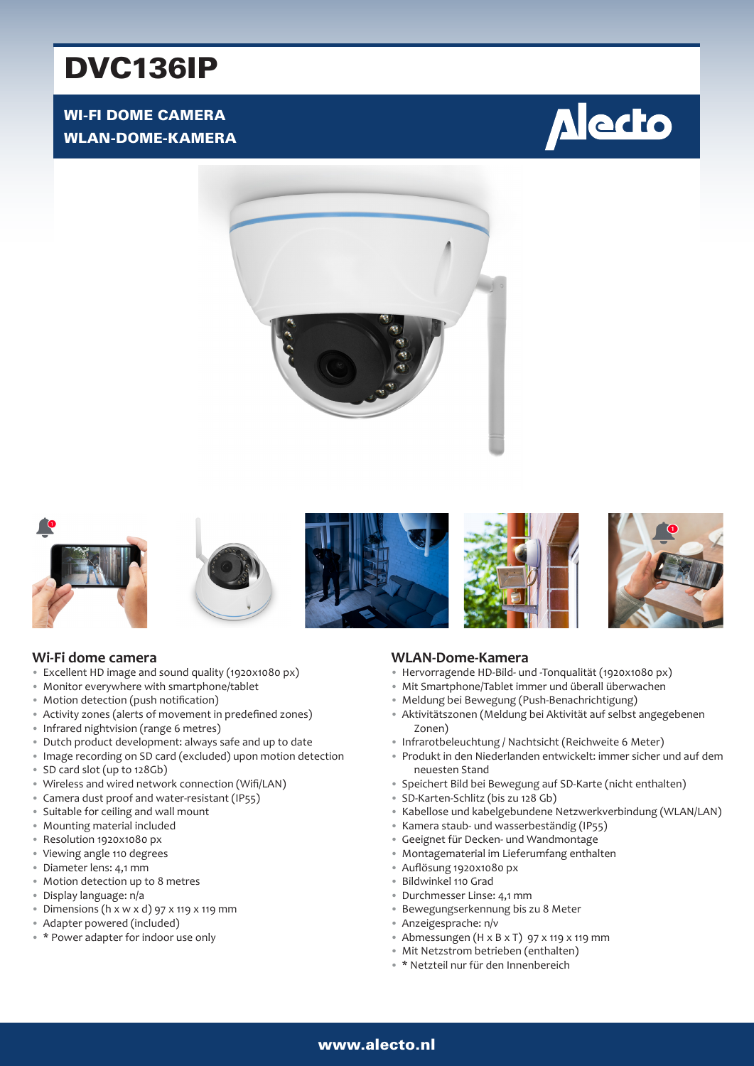# DVC136IP

**WI-FI DOME CAMERA**
**WLAN-DOME-KAMERA**

## Wi-Fi dome camera

- Excellent HD image and sound quality (1920x1080 px)
- Monitor everywhere with smartphone/tablet
- Motion detection (push notification)
- Activity zones (alerts of movement in predefined zones)
- Infrared nightvision (range 6 metres)
- Dutch product development: always safe and up to date
- Image recording on SD card (excluded) upon motion detection
- SD card slot (up to 128Gb)
- Wireless and wired network connection (Wifi/LAN)
- Camera dust proof and water-resistant (IP55)
- Suitable for ceiling and wall mount
- Mounting material included
- Resolution 1920x1080 px
- Viewing angle 110 degrees
- Diameter lens: 4,1 mm
- Motion detection up to 8 metres
- Display language: n/a
- Dimensions (h x w x d) 97 x 119 x 119 mm
- Adapter powered (included)
- * Power adapter for indoor use only

## WLAN-Dome-Kamera

- Hervorragende HD-Bild- und -Tonqualität (1920x1080 px)
- Mit Smartphone/Tablet immer und überall überwachen
- Meldung bei Bewegung (Push-Benachrichtigung)
- Aktivitätszonen (Meldung bei Aktivität auf selbst angegebenen Zonen)
- Infrarotbeleuchtung / Nachtsicht (Reichweite 6 Meter)
- Produkt in den Niederlanden entwickelt: immer sicher und auf dem neuesten Stand
- Speichert Bild bei Bewegung auf SD-Karte (nicht enthalten)
- SD-Karten-Schlitz (bis zu 128 Gb)
- Kabellose und kabelgebundene Netzwerkverbindung (WLAN/LAN)
- Kamera staub- und wasserbeständig (IP55)
- Geeignet für Decken- und Wandmontage
- Montagematerial im Lieferumfang enthalten
- Auflösung 1920x1080 px
- Bildwinkel 110 Grad
- Durchmesser Linse: 4,1 mm
- Bewegungserkennung bis zu 8 Meter
- Anzeigesprache: n/v
- Abmessungen (H x B x T) 97 x 119 x 119 mm
- Mit Netzstrom betrieben (enthalten)
- * Netzteil nur für den Innenbereich

**www.alecto.nl**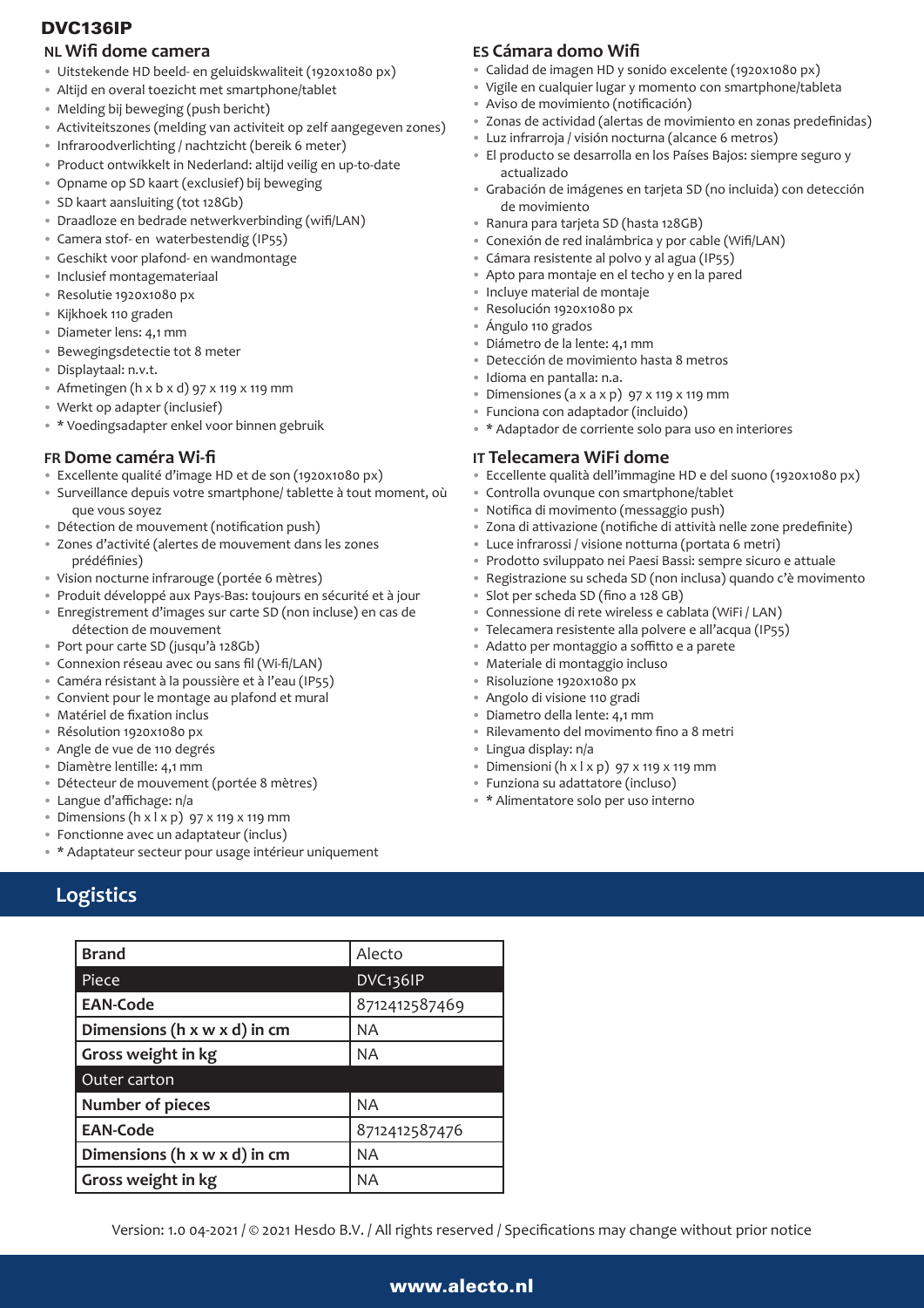# DVC136IP

## NL Wifi dome camera

- Uitstekende HD beeld- en geluidskwaliteit (1920x1080 px)
- Altijd en overal toezicht met smartphone/tablet
- Melding bij beweging (push bericht)
- Activiteitszones (melding van activiteit op zelf aangegeven zones)
- Infraroodverlichting / nachtzicht (bereik 6 meter)
- Product ontwikkelt in Nederland: altijd veilig en up-to-date
- Opname op SD kaart (exclusief) bij beweging
- SD kaart aansluiting (tot 128Gb)
- Draadloze en bedrade netwerkverbinding (wifi/LAN)
- Camera stof- en waterbestendig (IP55)
- Geschikt voor plafond- en wandmontage
- Inclusief montagemateriaal
- Resolutie 1920x1080 px
- Kijkhoek 110 graden
- Diameter lens: 4,1 mm
- Bewegingsdetectie tot 8 meter
- Displaytaal: n.v.t.
- Afmetingen (h x b x d) 97 x 119 x 119 mm
- Werkt op adapter (inclusief)
- * Voedingsadapter enkel voor binnen gebruik

## FR Dome caméra Wi-fi

- Excellente qualité d'image HD et de son (1920x1080 px)
- Surveillance depuis votre smartphone/ tablette à tout moment, où que vous soyez
- Détection de mouvement (notification push)
- Zones d'activité (alertes de mouvement dans les zones prédéfinies)
- Vision nocturne infrarouge (portée 6 mètres)
- Produit développé aux Pays-Bas: toujours en sécurité et à jour
- Enregistrement d'images sur carte SD (non incluse) en cas de détection de mouvement
- Port pour carte SD (jusqu'à 128Gb)
- Connexion réseau avec ou sans fil (Wi-fi/LAN)
- Caméra résistant à la poussière et à l'eau (IP55)
- Convient pour le montage au plafond et mural
- Matériel de fixation inclus
- Résolution 1920x1080 px
- Angle de vue de 110 degrés
- Diamètre lentille: 4,1 mm
- Détecteur de mouvement (portée 8 mètres)
- Langue d'affichage: n/a
- Dimensions (h x l x p) 97 x 119 x 119 mm
- Fonctionne avec un adaptateur (inclus)
- * Adaptateur secteur pour usage intérieur uniquement

## ES Cámara domo Wifi

- Calidad de imagen HD y sonido excelente (1920x1080 px)
- Vigile en cualquier lugar y momento con smartphone/tableta
- Aviso de movimiento (notificación)
- Zonas de actividad (alertas de movimiento en zonas predefinidas)
- Luz infrarroja / visión nocturna (alcance 6 metros)
- El producto se desarrolla en los Países Bajos: siempre seguro y actualizado
- Grabación de imágenes en tarjeta SD (no incluida) con detección de movimiento
- Ranura para tarjeta SD (hasta 128GB)
- Conexión de red inalámbrica y por cable (Wifi/LAN)
- Cámara resistente al polvo y al agua (IP55)
- Apto para montaje en el techo y en la pared
- Incluye material de montaje
- Resolución 1920x1080 px
- Ángulo 110 grados
- Diámetro de la lente: 4,1 mm
- Detección de movimiento hasta 8 metros
- Idioma en pantalla: n.a.
- Dimensiones (a x a x p) 97 x 119 x 119 mm
- Funciona con adaptador (incluido)
- * Adaptador de corriente solo para uso en interiores

## IT Telecamera WiFi dome

- Eccellente qualità dell'immagine HD e del suono (1920x1080 px)
- Controlla ovunque con smartphone/tablet
- Notifica di movimento (messaggio push)
- Zona di attivazione (notifiche di attività nelle zone predefinite)
- Luce infrarossi / visione notturna (portata 6 metri)
- Prodotto sviluppato nei Paesi Bassi: sempre sicuro e attuale
- Registrazione su scheda SD (non inclusa) quando c'è movimento
- Slot per scheda SD (fino a 128 GB)
- Connessione di rete wireless e cablata (WiFi / LAN)
- Telecamera resistente alla polvere e all'acqua (IP55)
- Adatto per montaggio a soffitto e a parete
- Materiale di montaggio incluso
- Risoluzione 1920x1080 px
- Angolo di visione 110 gradi
- Diametro della lente: 4,1 mm
- Rilevamento del movimento fino a 8 metri
- Lingua display: n/a
- Dimensioni (h x l x p) 97 x 119 x 119 mm
- Funziona su adattatore (incluso)
- * Alimentatore solo per uso interno

## Logistics

| | |
|---|---|
| **Brand** | Alecto |
| Piece | DVC136IP |
| **EAN-Code** | 8712412587469 |
| **Dimensions (h x w x d) in cm** | NA |
| **Gross weight in kg** | NA |
| Outer carton | |
| **Number of pieces** | NA |
| **EAN-Code** | 8712412587476 |
| **Dimensions (h x w x d) in cm** | NA |
| **Gross weight in kg** | NA |

Version: 1.0 04-2021 / © 2021 Hesdo B.V. / All rights reserved / Specifications may change without prior notice

www.alecto.nl